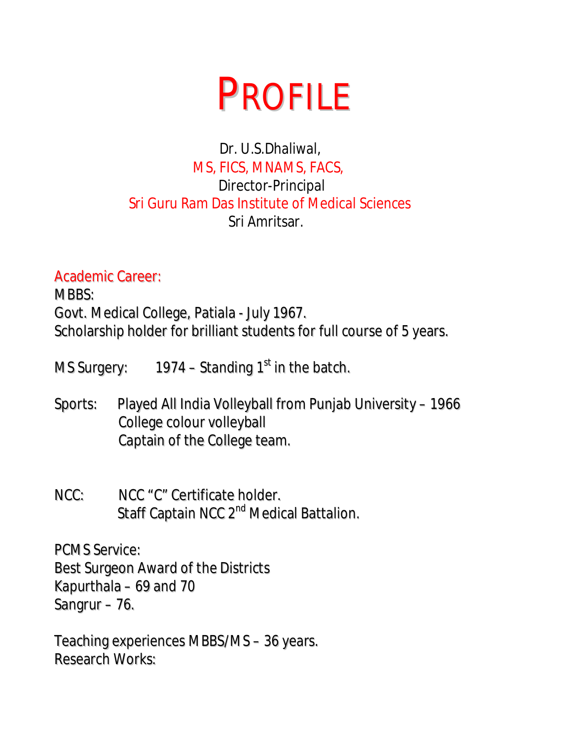# PROFILE

Dr. U.S.Dhaliwal,
MS, FICS, MNAMS, FACS,
Director-Principal
Sri Guru Ram Das Institute of Medical Sciences
Sri Amritsar.

## Academic Career:

MBBS:
Govt. Medical College, Patiala - July 1967.
Scholarship holder for brilliant students for full course of 5 years.

MS Surgery: 1974 – Standing 1st in the batch.

Sports: Played All India Volleyball from Punjab University – 1966
College colour volleyball
Captain of the College team.

NCC: NCC "C" Certificate holder.
Staff Captain NCC 2nd Medical Battalion.

PCMS Service:
Best Surgeon Award of the Districts
Kapurthala – 69 and 70
Sangrur – 76.

Teaching experiences MBBS/MS – 36 years.
Research Works: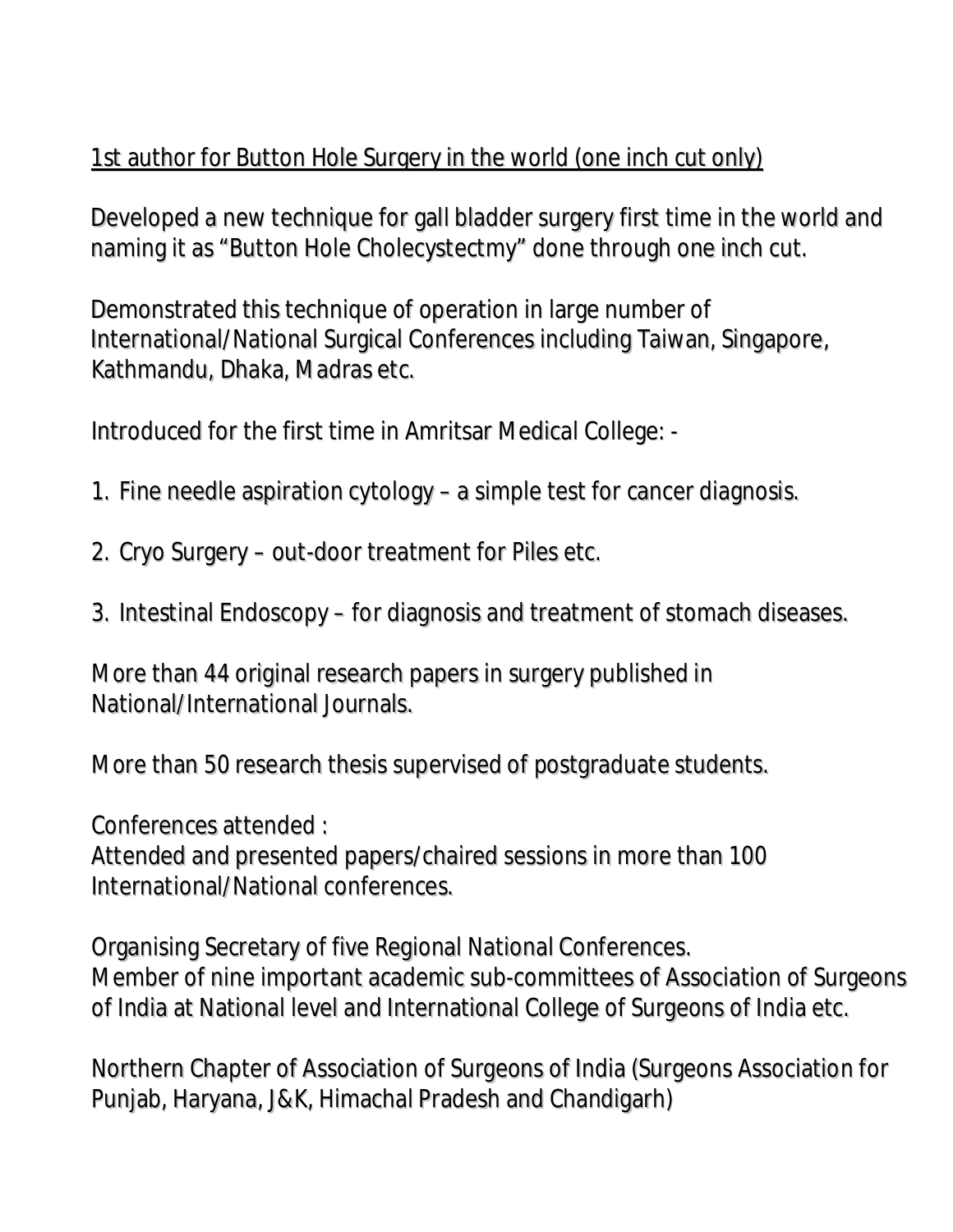<u>1st author for Button Hole Surgery in the world (one inch cut only)</u>

Developed a new technique for gall bladder surgery first time in the world and naming it as "Button Hole Cholecystectmy" done through one inch cut.

Demonstrated this technique of operation in large number of International/National Surgical Conferences including Taiwan, Singapore, Kathmandu, Dhaka, Madras etc.

Introduced for the first time in Amritsar Medical College: -

1. Fine needle aspiration cytology – a simple test for cancer diagnosis.

2. Cryo Surgery – out-door treatment for Piles etc.

3. Intestinal Endoscopy – for diagnosis and treatment of stomach diseases.

More than 44 original research papers in surgery published in National/International Journals.

More than 50 research thesis supervised of postgraduate students.

Conferences attended :
Attended and presented papers/chaired sessions in more than 100 International/National conferences.

Organising Secretary of five Regional National Conferences.
Member of nine important academic sub-committees of Association of Surgeons of India at National level and International College of Surgeons of India etc.

Northern Chapter of Association of Surgeons of India (Surgeons Association for Punjab, Haryana, J&K, Himachal Pradesh and Chandigarh)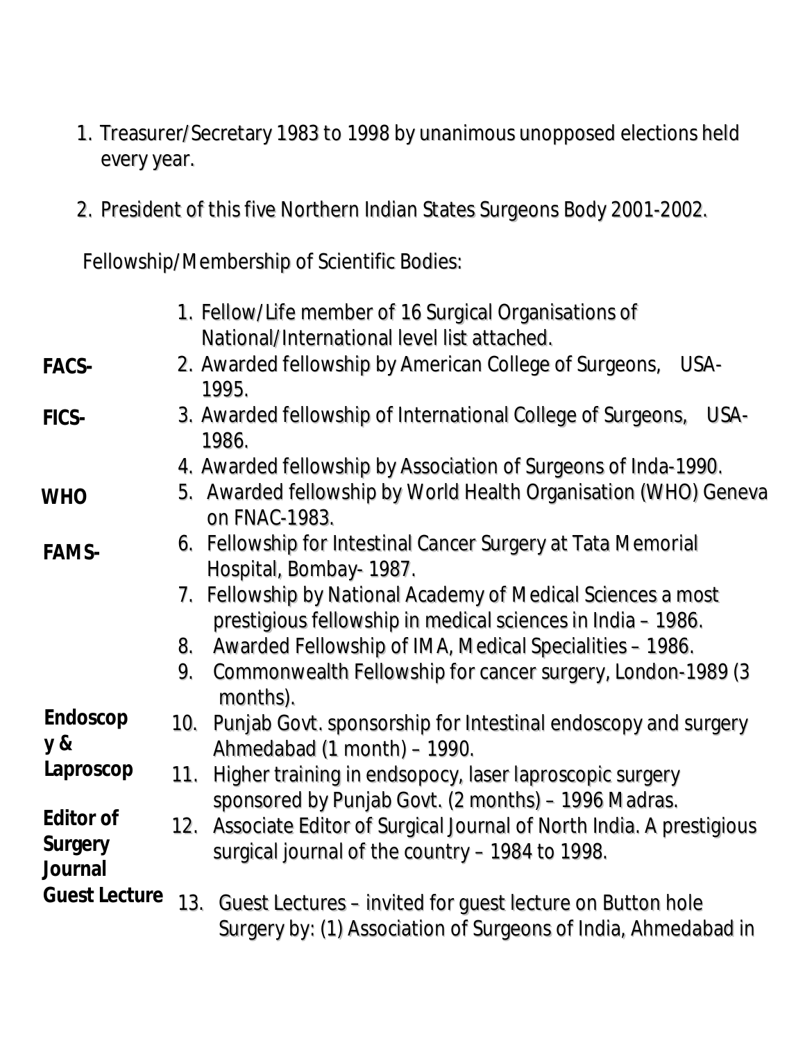1. Treasurer/Secretary 1983 to 1998 by unanimous unopposed elections held every year.

2. President of this five Northern Indian States Surgeons Body 2001-2002.

Fellowship/Membership of Scientific Bodies:

1. Fellow/Life member of 16 Surgical Organisations of National/International level list attached.

**FACS-**

2. Awarded fellowship by American College of Surgeons, USA-1995.

**FICS-**

3. Awarded fellowship of International College of Surgeons, USA-1986.
4. Awarded fellowship by Association of Surgeons of Inda-1990.

**WHO**

5. Awarded fellowship by World Health Organisation (WHO) Geneva on FNAC-1983.

**FAMS-**

6. Fellowship for Intestinal Cancer Surgery at Tata Memorial Hospital, Bombay- 1987.
7. Fellowship by National Academy of Medical Sciences a most prestigious fellowship in medical sciences in India – 1986.
8. Awarded Fellowship of IMA, Medical Specialities – 1986.
9. Commonwealth Fellowship for cancer surgery, London-1989 (3 months).

**Endoscopy & Laproscop**

10. Punjab Govt. sponsorship for Intestinal endoscopy and surgery Ahmedabad (1 month) – 1990.
11. Higher training in endsopocy, laser laproscopic surgery sponsored by Punjab Govt. (2 months) – 1996 Madras.

**Editor of Surgery Journal**

12. Associate Editor of Surgical Journal of North India. A prestigious surgical journal of the country – 1984 to 1998.

**Guest Lecture**

13. Guest Lectures – invited for guest lecture on Button hole Surgery by: (1) Association of Surgeons of India, Ahmedabad in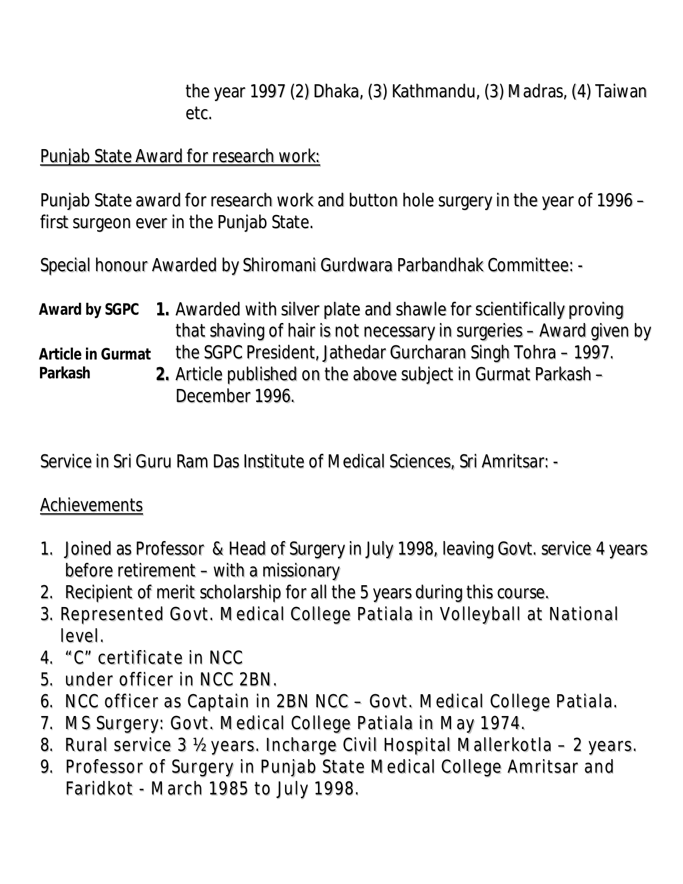the year 1997 (2) Dhaka, (3) Kathmandu, (3) Madras, (4) Taiwan etc.

Punjab State Award for research work:

Punjab State award for research work and button hole surgery in the year of 1996 – first surgeon ever in the Punjab State.

Special honour Awarded by Shiromani Gurdwara Parbandhak Committee: -

| | |
|---|---|
| **Award by SGPC** | **1.** Awarded with silver plate and shawle for scientifically proving that shaving of hair is not necessary in surgeries – Award given by the SGPC President, Jathedar Gurcharan Singh Tohra – 1997. |
| **Article in Gurmat Parkash** | **2.** Article published on the above subject in Gurmat Parkash – December 1996. |

Service in Sri Guru Ram Das Institute of Medical Sciences, Sri Amritsar: -

Achievements

1. Joined as Professor & Head of Surgery in July 1998, leaving Govt. service 4 years before retirement – with a missionary
2. Recipient of merit scholarship for all the 5 years during this course.
3. Represented Govt. Medical College Patiala in Volleyball at National level.
4. "C" certificate in NCC
5. under officer in NCC 2BN.
6. NCC officer as Captain in 2BN NCC – Govt. Medical College Patiala.
7. MS Surgery: Govt. Medical College Patiala in May 1974.
8. Rural service 3 ½ years. Incharge Civil Hospital Mallerkotla – 2 years.
9. Professor of Surgery in Punjab State Medical College Amritsar and Faridkot - March 1985 to July 1998.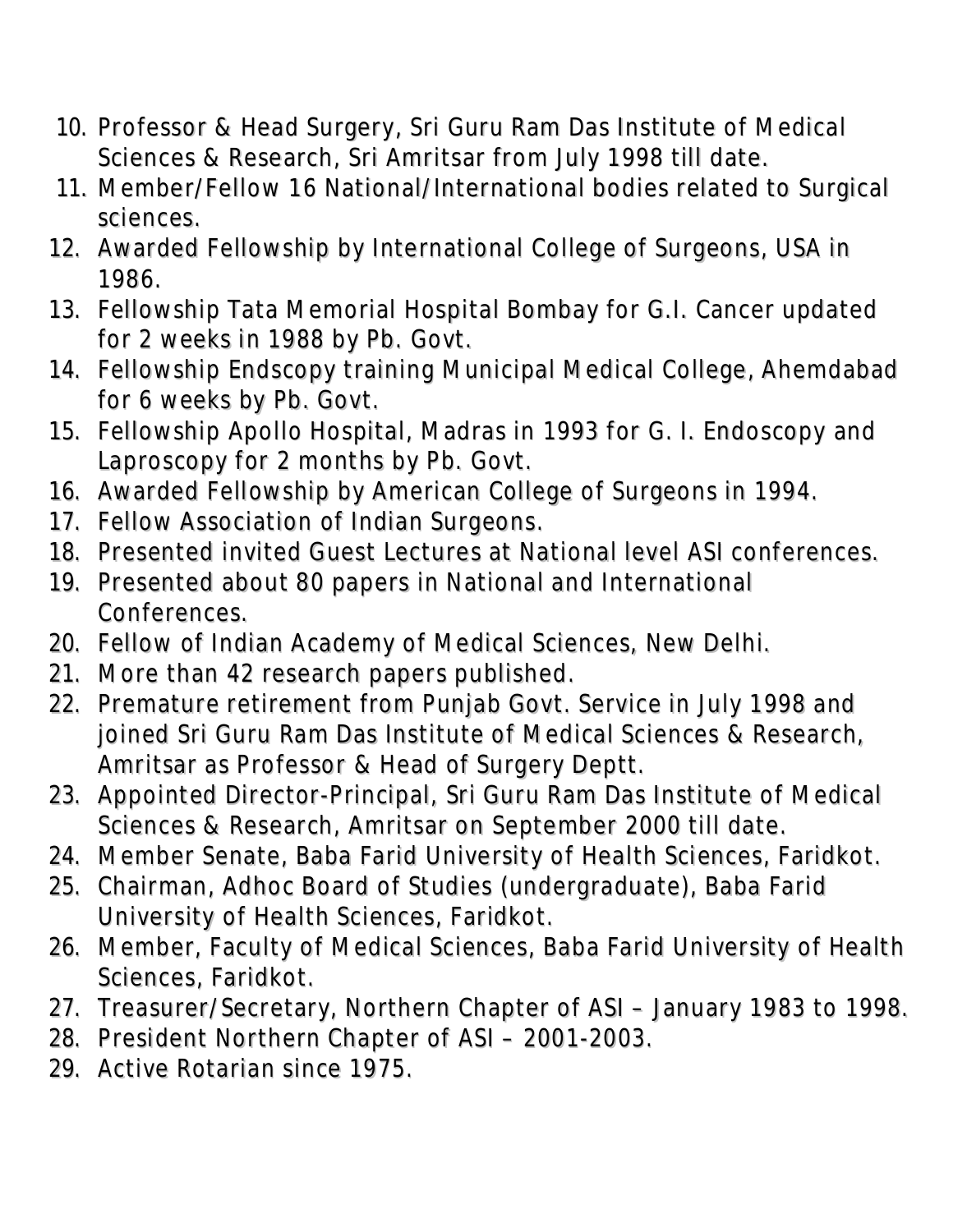10. Professor & Head Surgery, Sri Guru Ram Das Institute of Medical Sciences & Research, Sri Amritsar from July 1998 till date.
11. Member/Fellow 16 National/International bodies related to Surgical sciences.
12. Awarded Fellowship by International College of Surgeons, USA in 1986.
13. Fellowship Tata Memorial Hospital Bombay for G.I. Cancer updated for 2 weeks in 1988 by Pb. Govt.
14. Fellowship Endscopy training Municipal Medical College, Ahemdabad for 6 weeks by Pb. Govt.
15. Fellowship Apollo Hospital, Madras in 1993 for G. I. Endoscopy and Laproscopy for 2 months by Pb. Govt.
16. Awarded Fellowship by American College of Surgeons in 1994.
17. Fellow Association of Indian Surgeons.
18. Presented invited Guest Lectures at National level ASI conferences.
19. Presented about 80 papers in National and International Conferences.
20. Fellow of Indian Academy of Medical Sciences, New Delhi.
21. More than 42 research papers published.
22. Premature retirement from Punjab Govt. Service in July 1998 and joined Sri Guru Ram Das Institute of Medical Sciences & Research, Amritsar as Professor & Head of Surgery Deptt.
23. Appointed Director-Principal, Sri Guru Ram Das Institute of Medical Sciences & Research, Amritsar on September 2000 till date.
24. Member Senate, Baba Farid University of Health Sciences, Faridkot.
25. Chairman, Adhoc Board of Studies (undergraduate), Baba Farid University of Health Sciences, Faridkot.
26. Member, Faculty of Medical Sciences, Baba Farid University of Health Sciences, Faridkot.
27. Treasurer/Secretary, Northern Chapter of ASI – January 1983 to 1998.
28. President Northern Chapter of ASI – 2001-2003.
29. Active Rotarian since 1975.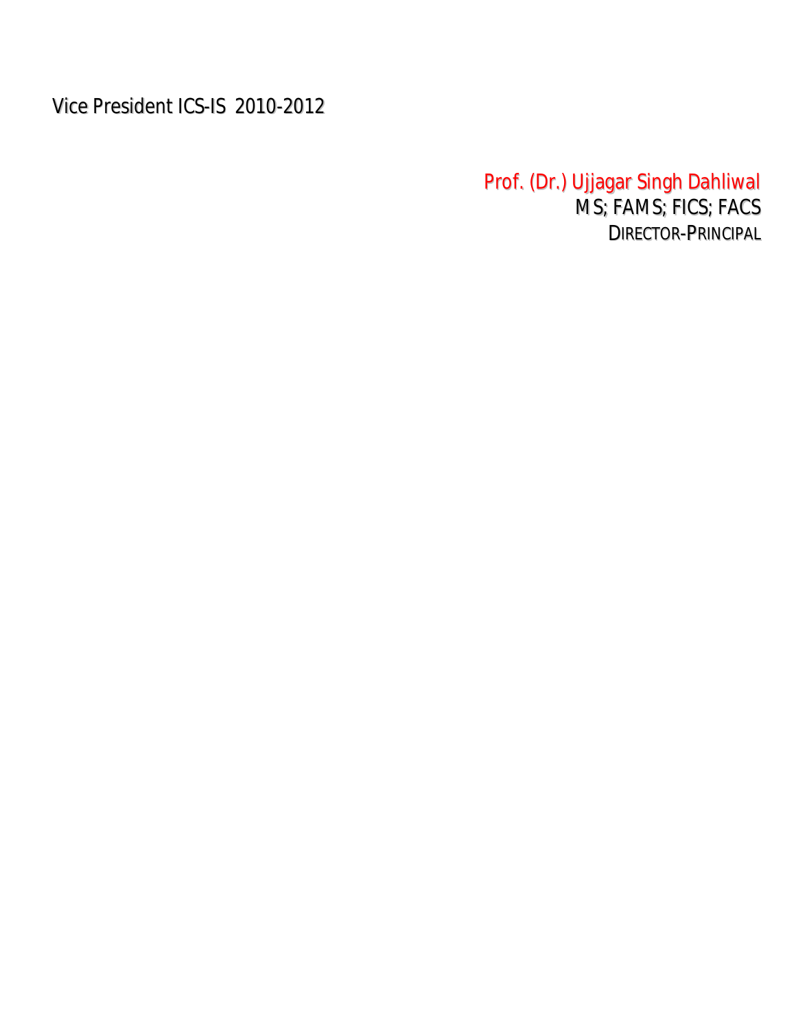Vice President ICS-IS 2010-2012

Prof. (Dr.) Ujjagar Singh Dahliwal
MS; FAMS; FICS; FACS
DIRECTOR-PRINCIPAL